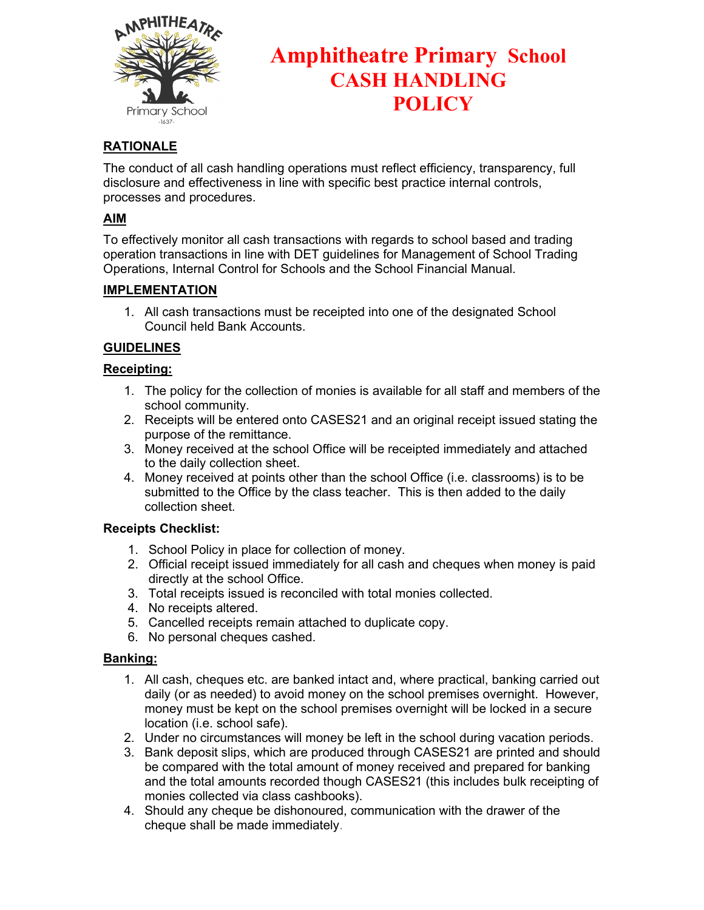# Amphitheatre Primary School CASH HANDLING POLICY

## RATIONALE

The conduct of all cash handling operations must reflect efficiency, transparency, full disclosure and effectiveness in line with specific best practice internal controls, processes and procedures.

## AIM

To effectively monitor all cash transactions with regards to school based and trading operation transactions in line with DET guidelines for Management of School Trading Operations, Internal Control for Schools and the School Financial Manual.

## IMPLEMENTATION

1. All cash transactions must be receipted into one of the designated School Council held Bank Accounts.

## GUIDELINES

### Receipting:

1. The policy for the collection of monies is available for all staff and members of the school community.
2. Receipts will be entered onto CASES21 and an original receipt issued stating the purpose of the remittance.
3. Money received at the school Office will be receipted immediately and attached to the daily collection sheet.
4. Money received at points other than the school Office (i.e. classrooms) is to be submitted to the Office by the class teacher. This is then added to the daily collection sheet.

**Receipts Checklist:**

1. School Policy in place for collection of money.
2. Official receipt issued immediately for all cash and cheques when money is paid directly at the school Office.
3. Total receipts issued is reconciled with total monies collected.
4. No receipts altered.
5. Cancelled receipts remain attached to duplicate copy.
6. No personal cheques cashed.

### Banking:

1. All cash, cheques etc. are banked intact and, where practical, banking carried out daily (or as needed) to avoid money on the school premises overnight. However, money must be kept on the school premises overnight will be locked in a secure location (i.e. school safe).
2. Under no circumstances will money be left in the school during vacation periods.
3. Bank deposit slips, which are produced through CASES21 are printed and should be compared with the total amount of money received and prepared for banking and the total amounts recorded though CASES21 (this includes bulk receipting of monies collected via class cashbooks).
4. Should any cheque be dishonoured, communication with the drawer of the cheque shall be made immediately.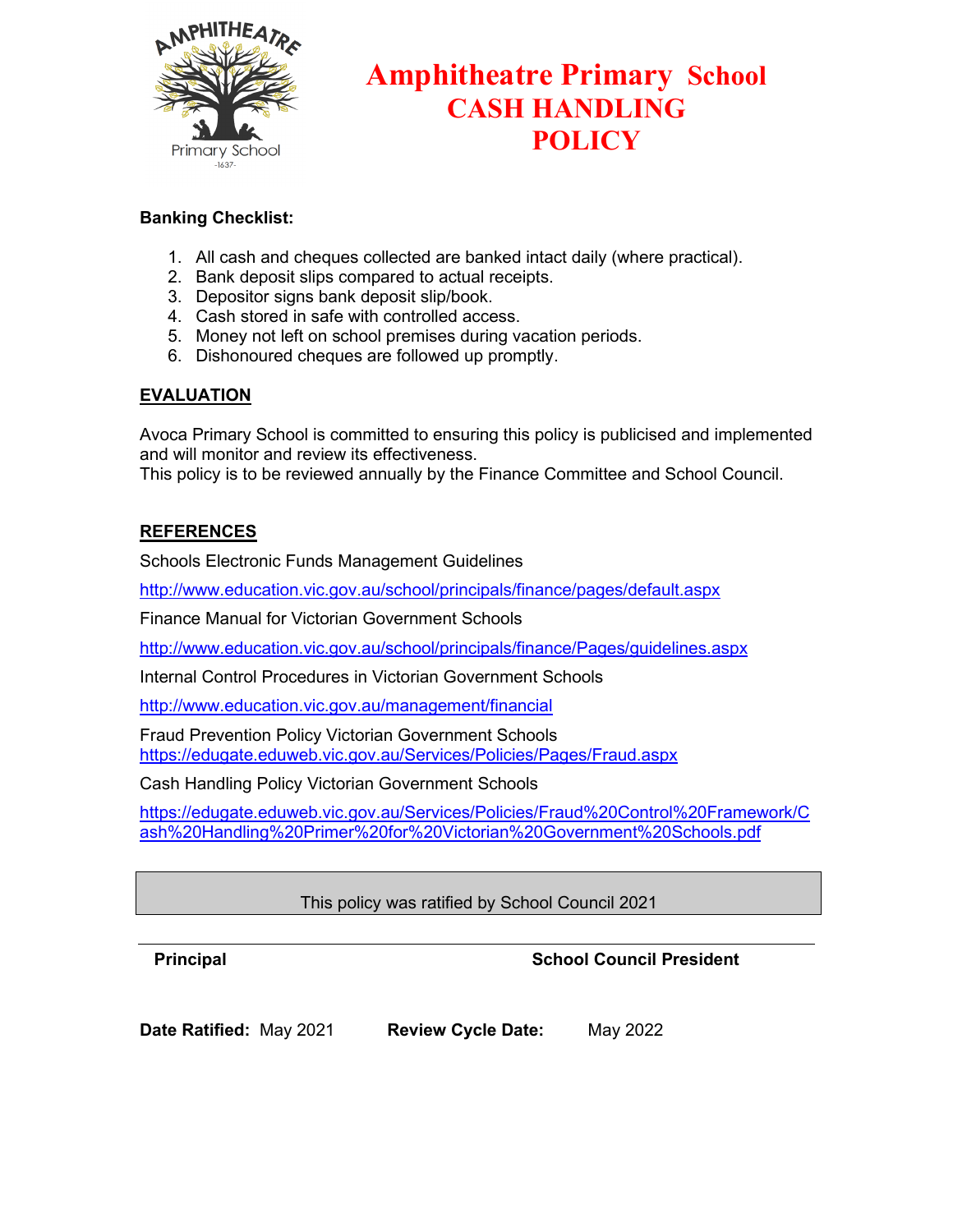# Amphitheatre Primary School CASH HANDLING POLICY

**Banking Checklist:**

1. All cash and cheques collected are banked intact daily (where practical).
2. Bank deposit slips compared to actual receipts.
3. Depositor signs bank deposit slip/book.
4. Cash stored in safe with controlled access.
5. Money not left on school premises during vacation periods.
6. Dishonoured cheques are followed up promptly.

## EVALUATION

Avoca Primary School is committed to ensuring this policy is publicised and implemented and will monitor and review its effectiveness.
This policy is to be reviewed annually by the Finance Committee and School Council.

## REFERENCES

Schools Electronic Funds Management Guidelines

http://www.education.vic.gov.au/school/principals/finance/pages/default.aspx

Finance Manual for Victorian Government Schools

http://www.education.vic.gov.au/school/principals/finance/Pages/guidelines.aspx

Internal Control Procedures in Victorian Government Schools

http://www.education.vic.gov.au/management/financial

Fraud Prevention Policy Victorian Government Schools
https://edugate.eduweb.vic.gov.au/Services/Policies/Pages/Fraud.aspx

Cash Handling Policy Victorian Government Schools

https://edugate.eduweb.vic.gov.au/Services/Policies/Fraud%20Control%20Framework/Cash%20Handling%20Primer%20for%20Victorian%20Government%20Schools.pdf

This policy was ratified by School Council 2021

**Principal** **School Council President**

**Date Ratified:** May 2021 **Review Cycle Date:** May 2022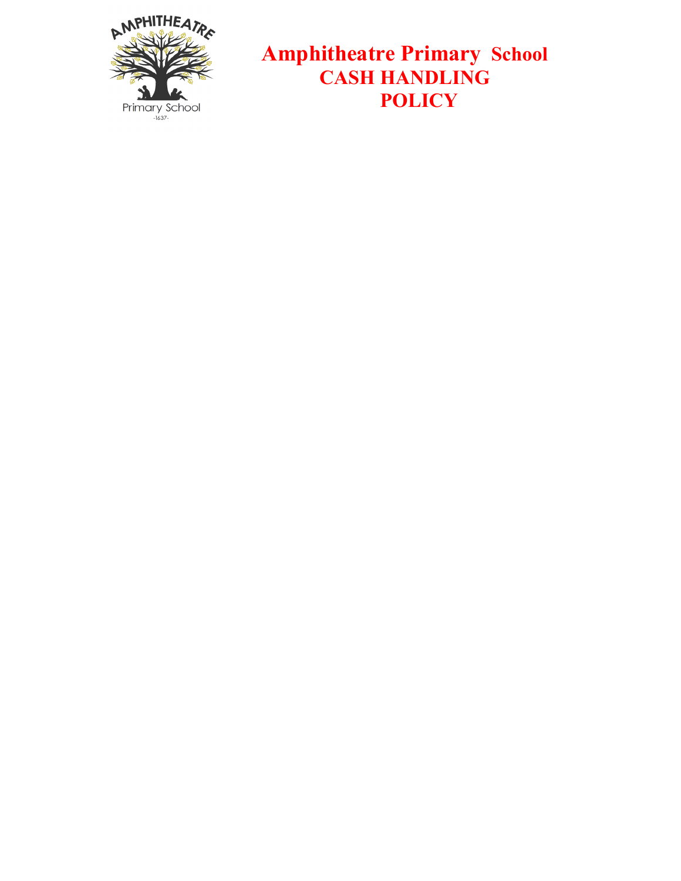# Amphitheatre Primary School CASH HANDLING POLICY